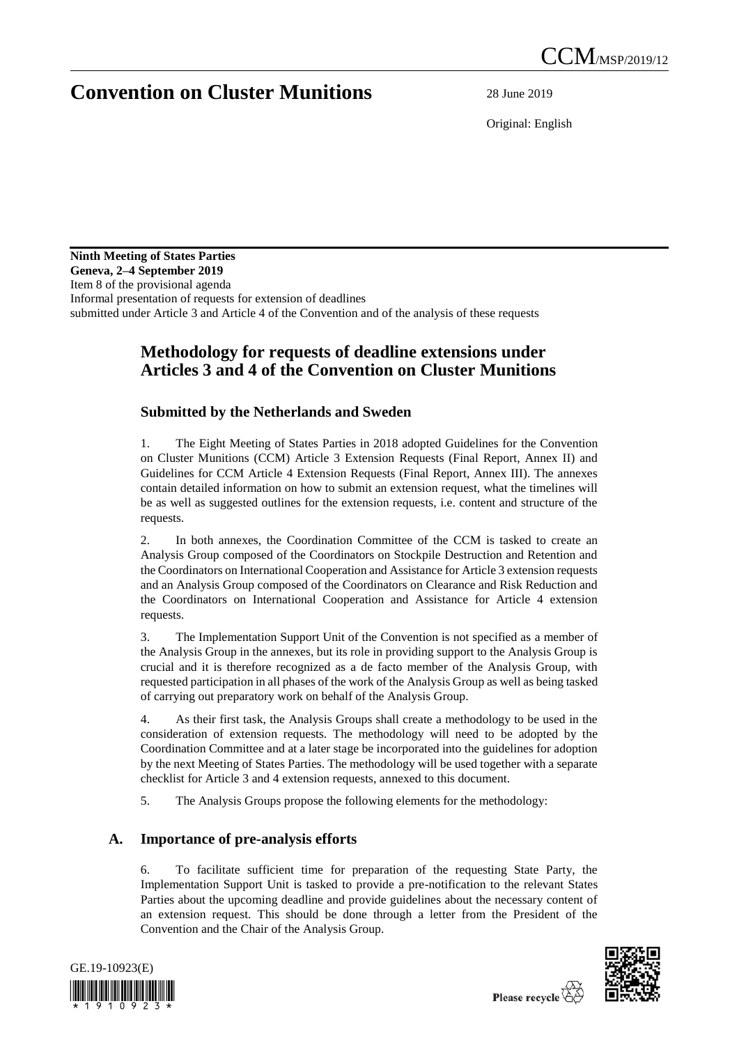CCM/MSP/2019/12

# Convention on Cluster Munitions

28 June 2019

Original: English

**Ninth Meeting of States Parties**
**Geneva, 2–4 September 2019**
Item 8 of the provisional agenda
Informal presentation of requests for extension of deadlines submitted under Article 3 and Article 4 of the Convention and of the analysis of these requests

## Methodology for requests of deadline extensions under Articles 3 and 4 of the Convention on Cluster Munitions

### Submitted by the Netherlands and Sweden

1. The Eight Meeting of States Parties in 2018 adopted Guidelines for the Convention on Cluster Munitions (CCM) Article 3 Extension Requests (Final Report, Annex II) and Guidelines for CCM Article 4 Extension Requests (Final Report, Annex III). The annexes contain detailed information on how to submit an extension request, what the timelines will be as well as suggested outlines for the extension requests, i.e. content and structure of the requests.

2. In both annexes, the Coordination Committee of the CCM is tasked to create an Analysis Group composed of the Coordinators on Stockpile Destruction and Retention and the Coordinators on International Cooperation and Assistance for Article 3 extension requests and an Analysis Group composed of the Coordinators on Clearance and Risk Reduction and the Coordinators on International Cooperation and Assistance for Article 4 extension requests.

3. The Implementation Support Unit of the Convention is not specified as a member of the Analysis Group in the annexes, but its role in providing support to the Analysis Group is crucial and it is therefore recognized as a de facto member of the Analysis Group, with requested participation in all phases of the work of the Analysis Group as well as being tasked of carrying out preparatory work on behalf of the Analysis Group.

4. As their first task, the Analysis Groups shall create a methodology to be used in the consideration of extension requests. The methodology will need to be adopted by the Coordination Committee and at a later stage be incorporated into the guidelines for adoption by the next Meeting of States Parties. The methodology will be used together with a separate checklist for Article 3 and 4 extension requests, annexed to this document.

5. The Analysis Groups propose the following elements for the methodology:

### A. Importance of pre-analysis efforts

6. To facilitate sufficient time for preparation of the requesting State Party, the Implementation Support Unit is tasked to provide a pre-notification to the relevant States Parties about the upcoming deadline and provide guidelines about the necessary content of an extension request. This should be done through a letter from the President of the Convention and the Chair of the Analysis Group.

GE.19-10923(E)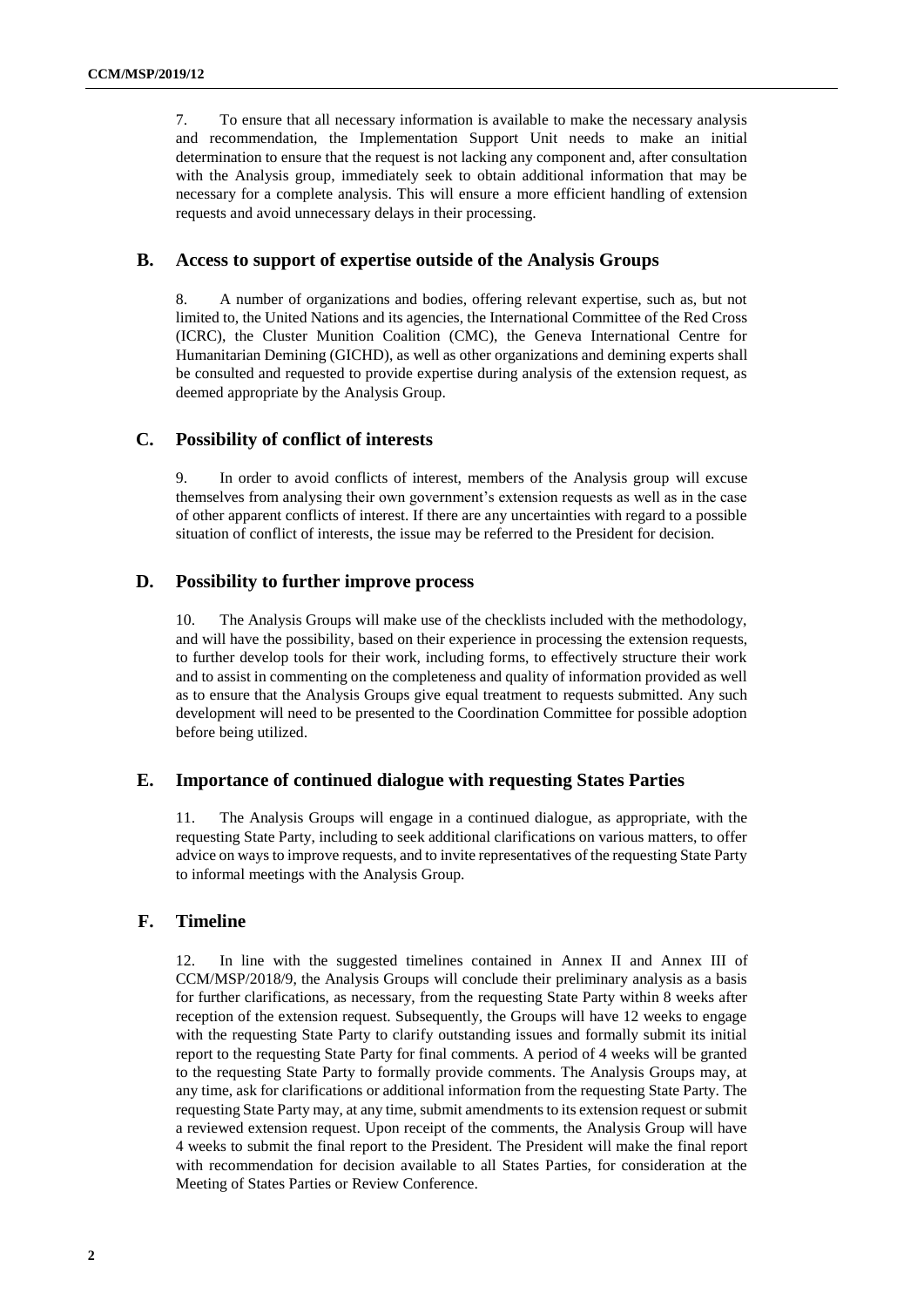7. To ensure that all necessary information is available to make the necessary analysis and recommendation, the Implementation Support Unit needs to make an initial determination to ensure that the request is not lacking any component and, after consultation with the Analysis group, immediately seek to obtain additional information that may be necessary for a complete analysis. This will ensure a more efficient handling of extension requests and avoid unnecessary delays in their processing.

## B. Access to support of expertise outside of the Analysis Groups

8. A number of organizations and bodies, offering relevant expertise, such as, but not limited to, the United Nations and its agencies, the International Committee of the Red Cross (ICRC), the Cluster Munition Coalition (CMC), the Geneva International Centre for Humanitarian Demining (GICHD), as well as other organizations and demining experts shall be consulted and requested to provide expertise during analysis of the extension request, as deemed appropriate by the Analysis Group.

## C. Possibility of conflict of interests

9. In order to avoid conflicts of interest, members of the Analysis group will excuse themselves from analysing their own government's extension requests as well as in the case of other apparent conflicts of interest. If there are any uncertainties with regard to a possible situation of conflict of interests, the issue may be referred to the President for decision.

## D. Possibility to further improve process

10. The Analysis Groups will make use of the checklists included with the methodology, and will have the possibility, based on their experience in processing the extension requests, to further develop tools for their work, including forms, to effectively structure their work and to assist in commenting on the completeness and quality of information provided as well as to ensure that the Analysis Groups give equal treatment to requests submitted. Any such development will need to be presented to the Coordination Committee for possible adoption before being utilized.

## E. Importance of continued dialogue with requesting States Parties

11. The Analysis Groups will engage in a continued dialogue, as appropriate, with the requesting State Party, including to seek additional clarifications on various matters, to offer advice on ways to improve requests, and to invite representatives of the requesting State Party to informal meetings with the Analysis Group.

## F. Timeline

12. In line with the suggested timelines contained in Annex II and Annex III of CCM/MSP/2018/9, the Analysis Groups will conclude their preliminary analysis as a basis for further clarifications, as necessary, from the requesting State Party within 8 weeks after reception of the extension request. Subsequently, the Groups will have 12 weeks to engage with the requesting State Party to clarify outstanding issues and formally submit its initial report to the requesting State Party for final comments. A period of 4 weeks will be granted to the requesting State Party to formally provide comments. The Analysis Groups may, at any time, ask for clarifications or additional information from the requesting State Party. The requesting State Party may, at any time, submit amendments to its extension request or submit a reviewed extension request. Upon receipt of the comments, the Analysis Group will have 4 weeks to submit the final report to the President. The President will make the final report with recommendation for decision available to all States Parties, for consideration at the Meeting of States Parties or Review Conference.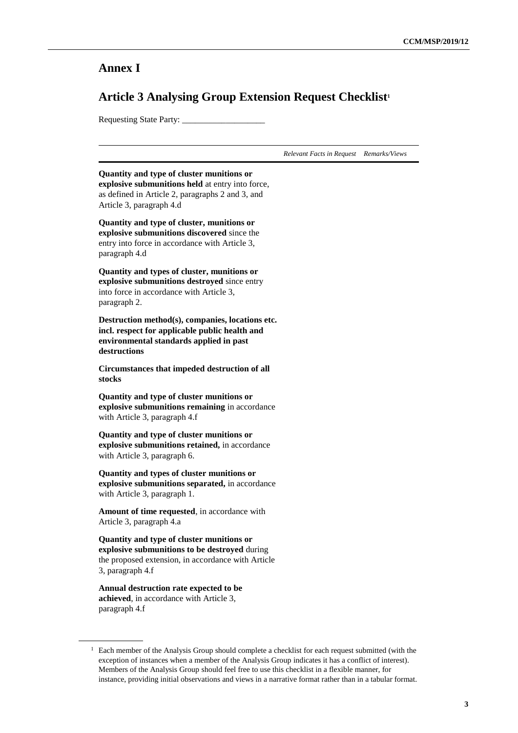# Annex I

## Article 3 Analysing Group Extension Request Checklist[1]

Requesting State Party: ___________________

| | *Relevant Facts in Request* | *Remarks/Views* |
|---|---|---|
| **Quantity and type of cluster munitions or explosive submunitions held** at entry into force, as defined in Article 2, paragraphs 2 and 3, and Article 3, paragraph 4.d | | |
| **Quantity and type of cluster, munitions or explosive submunitions discovered** since the entry into force in accordance with Article 3, paragraph 4.d | | |
| **Quantity and types of cluster, munitions or explosive submunitions destroyed** since entry into force in accordance with Article 3, paragraph 2. | | |
| **Destruction method(s), companies, locations etc. incl. respect for applicable public health and environmental standards applied in past destructions** | | |
| **Circumstances that impeded destruction of all stocks** | | |
| **Quantity and type of cluster munitions or explosive submunitions remaining** in accordance with Article 3, paragraph 4.f | | |
| **Quantity and type of cluster munitions or explosive submunitions retained,** in accordance with Article 3, paragraph 6. | | |
| **Quantity and types of cluster munitions or explosive submunitions separated,** in accordance with Article 3, paragraph 1. | | |
| **Amount of time requested**, in accordance with Article 3, paragraph 4.a | | |
| **Quantity and type of cluster munitions or explosive submunitions to be destroyed** during the proposed extension, in accordance with Article 3, paragraph 4.f | | |
| **Annual destruction rate expected to be achieved**, in accordance with Article 3, paragraph 4.f | | |

[1] Each member of the Analysis Group should complete a checklist for each request submitted (with the exception of instances when a member of the Analysis Group indicates it has a conflict of interest). Members of the Analysis Group should feel free to use this checklist in a flexible manner, for instance, providing initial observations and views in a narrative format rather than in a tabular format.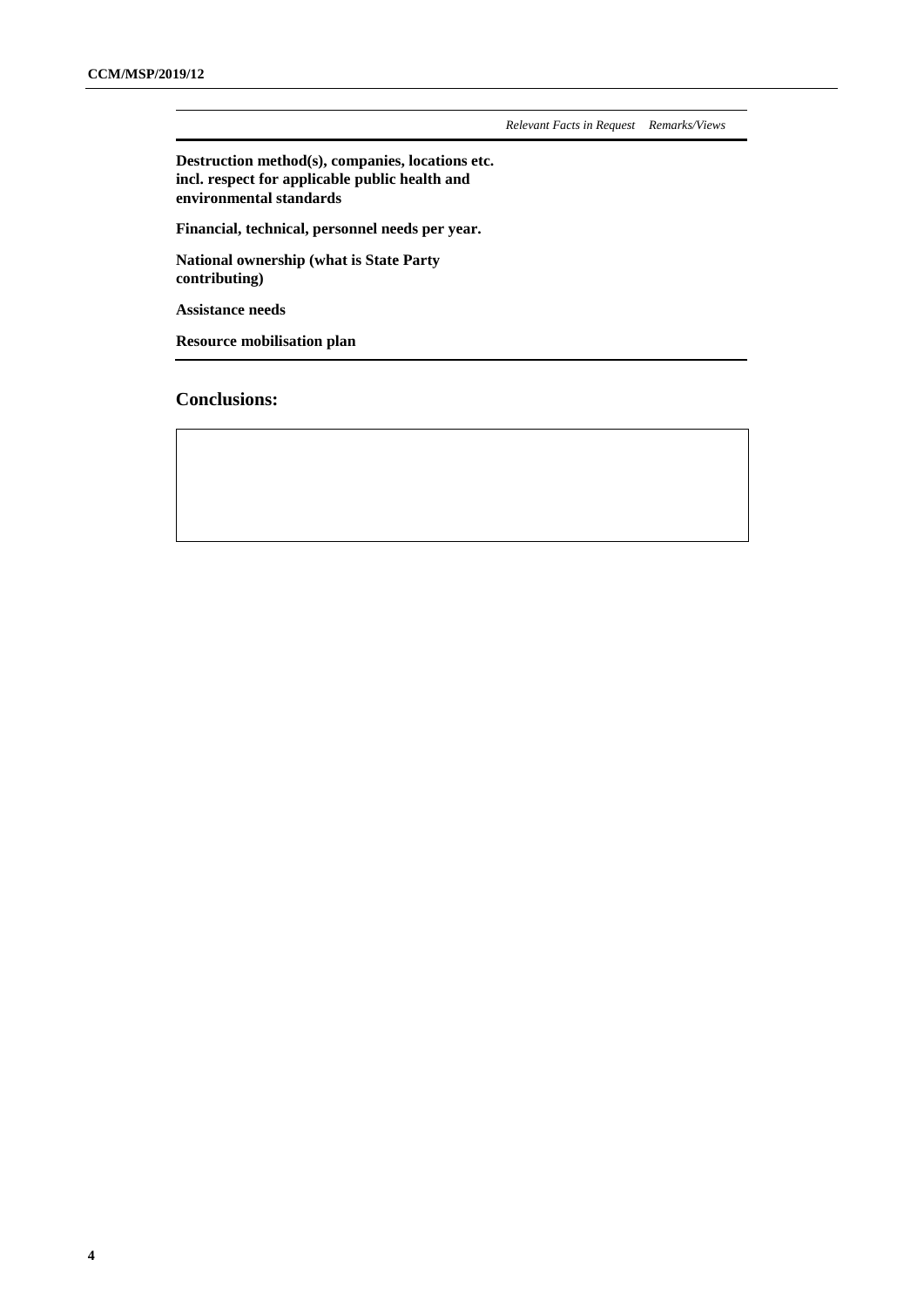| | *Relevant Facts in Request* | *Remarks/Views* |
|---|---|---|
| **Destruction method(s), companies, locations etc. incl. respect for applicable public health and environmental standards** | | |
| **Financial, technical, personnel needs per year.** | | |
| **National ownership (what is State Party contributing)** | | |
| **Assistance needs** | | |
| **Resource mobilisation plan** | | |

## Conclusions:

| |
|---|
| |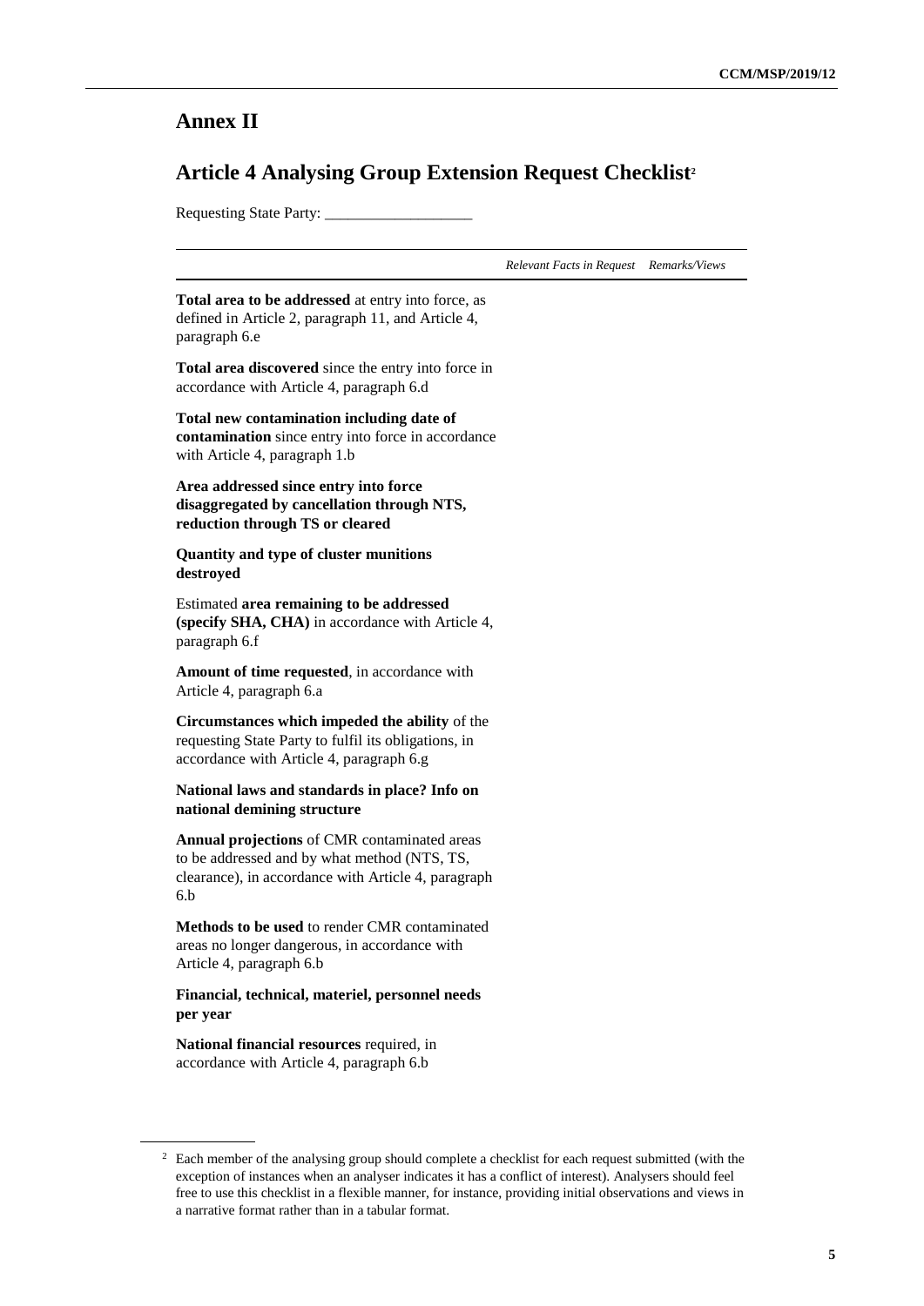## Annex II

## Article 4 Analysing Group Extension Request Checklist[2]

Requesting State Party: ___________________

| | *Relevant Facts in Request* | *Remarks/Views* |
|---|---|---|
| **Total area to be addressed** at entry into force, as defined in Article 2, paragraph 11, and Article 4, paragraph 6.e | | |
| **Total area discovered** since the entry into force in accordance with Article 4, paragraph 6.d | | |
| **Total new contamination including date of contamination** since entry into force in accordance with Article 4, paragraph 1.b | | |
| **Area addressed since entry into force disaggregated by cancellation through NTS, reduction through TS or cleared** | | |
| **Quantity and type of cluster munitions destroyed** | | |
| Estimated **area remaining to be addressed (specify SHA, CHA)** in accordance with Article 4, paragraph 6.f | | |
| **Amount of time requested**, in accordance with Article 4, paragraph 6.a | | |
| **Circumstances which impeded the ability** of the requesting State Party to fulfil its obligations, in accordance with Article 4, paragraph 6.g | | |
| **National laws and standards in place? Info on national demining structure** | | |
| **Annual projections** of CMR contaminated areas to be addressed and by what method (NTS, TS, clearance), in accordance with Article 4, paragraph 6.b | | |
| **Methods to be used** to render CMR contaminated areas no longer dangerous, in accordance with Article 4, paragraph 6.b | | |
| **Financial, technical, materiel, personnel needs per year** | | |
| **National financial resources** required, in accordance with Article 4, paragraph 6.b | | |

[2] Each member of the analysing group should complete a checklist for each request submitted (with the exception of instances when an analyser indicates it has a conflict of interest). Analysers should feel free to use this checklist in a flexible manner, for instance, providing initial observations and views in a narrative format rather than in a tabular format.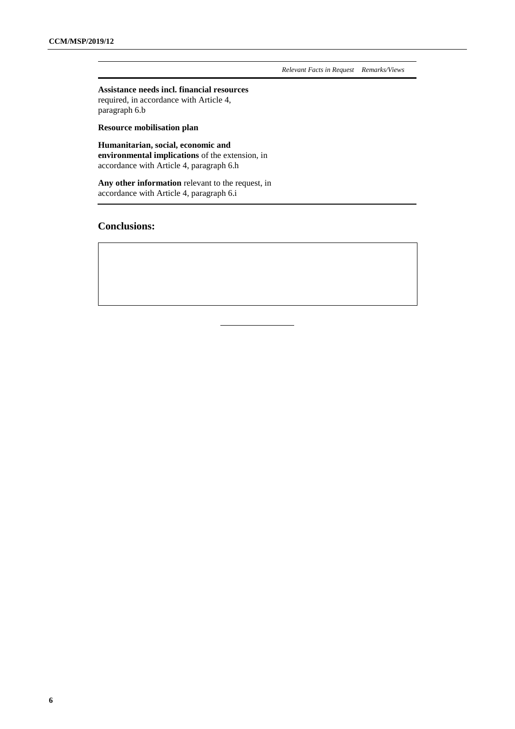| | Relevant Facts in Request | Remarks/Views |
|---|---|---|
| **Assistance needs incl. financial resources** required, in accordance with Article 4, paragraph 6.b | | |
| **Resource mobilisation plan** | | |
| **Humanitarian, social, economic and environmental implications** of the extension, in accordance with Article 4, paragraph 6.h | | |
| **Any other information** relevant to the request, in accordance with Article 4, paragraph 6.i | | |

## Conclusions:

| |
|---|
| |